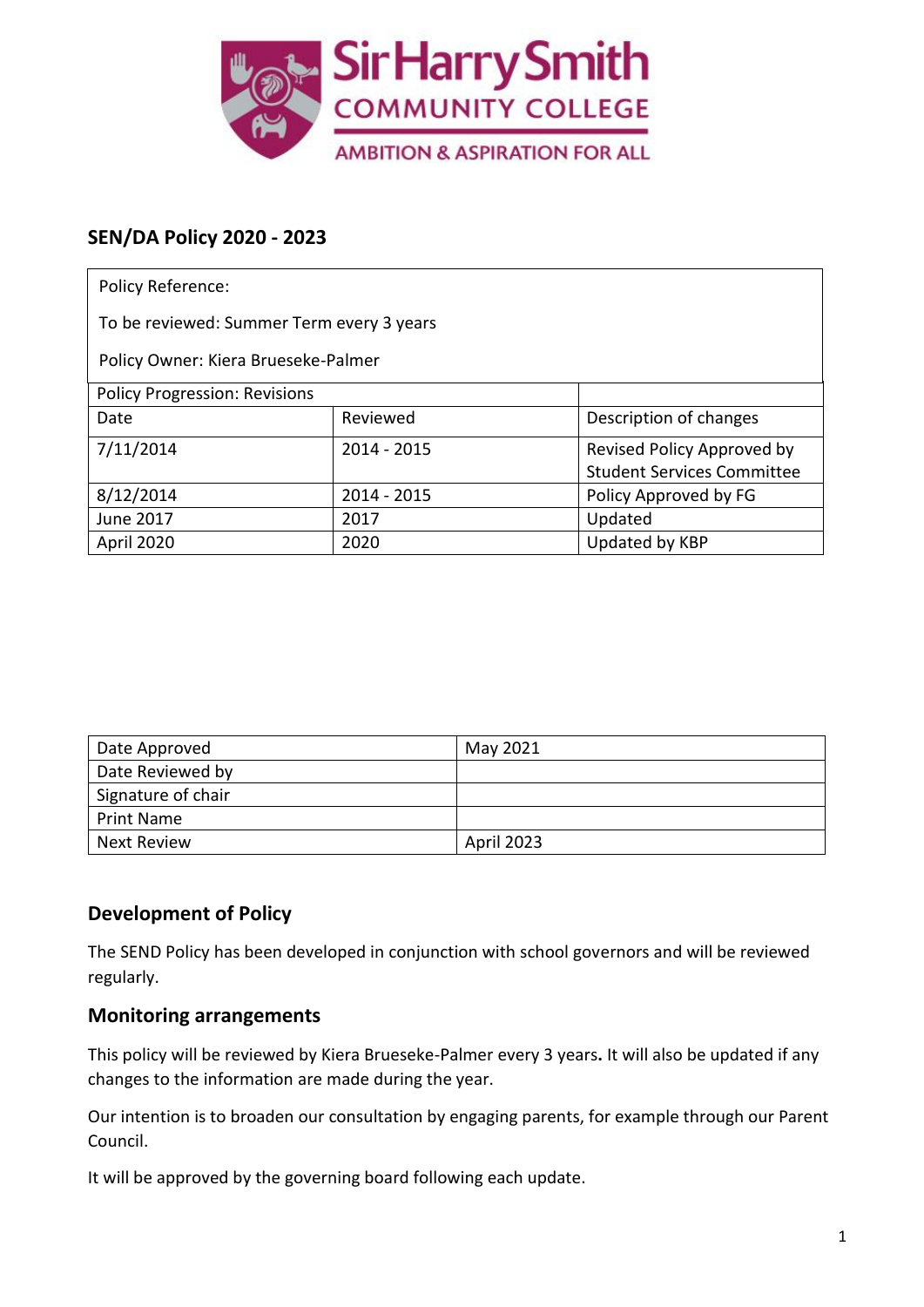Sir Harry Smith
COMMUNITY COLLEGE
AMBITION & ASPIRATION FOR ALL

## SEN/DA Policy 2020 - 2023

| Policy Reference: | | |
|---|---|---|
| To be reviewed: Summer Term every 3 years | | |
| Policy Owner: Kiera Brueseke-Palmer | | |
| Policy Progression: Revisions | | |
| Date | Reviewed | Description of changes |
| 7/11/2014 | 2014 - 2015 | Revised Policy Approved by Student Services Committee |
| 8/12/2014 | 2014 - 2015 | Policy Approved by FG |
| June 2017 | 2017 | Updated |
| April 2020 | 2020 | Updated by KBP |

| Date Approved | May 2021 |
|---|---|
| Date Reviewed by | |
| Signature of chair | |
| Print Name | |
| Next Review | April 2023 |

## Development of Policy

The SEND Policy has been developed in conjunction with school governors and will be reviewed regularly.

## Monitoring arrangements

This policy will be reviewed by Kiera Brueseke-Palmer every 3 years**.** It will also be updated if any changes to the information are made during the year.

Our intention is to broaden our consultation by engaging parents, for example through our Parent Council.

It will be approved by the governing board following each update.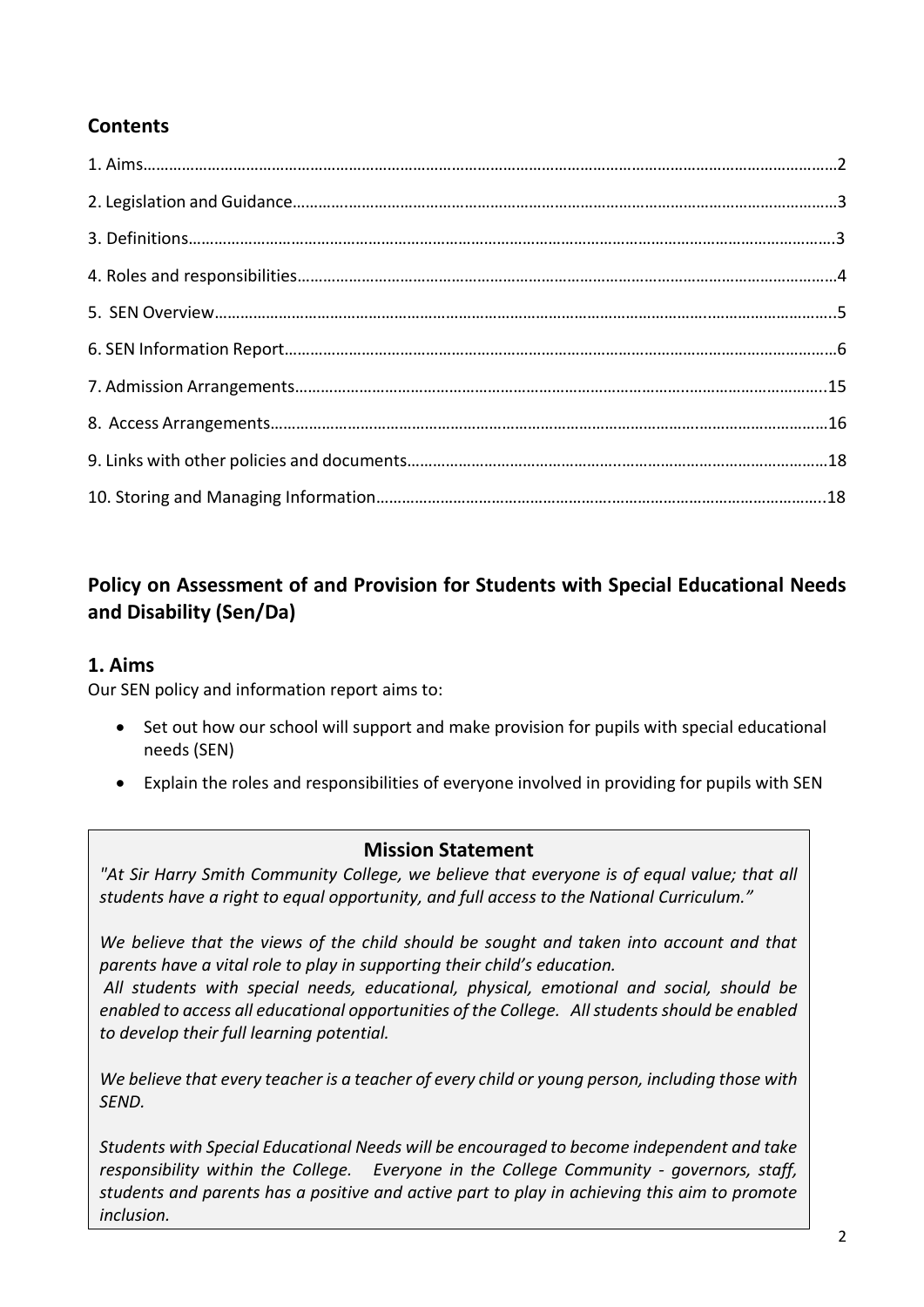## Contents

1. Aims……………………………………………………………………………………………………………………………………………2
2. Legislation and Guidance……………………………………………………………………………………………………………3
3. Definitions……………………………………………………………………………………………………………………………………3
4. Roles and responsibilities…………………………………………………………………………………………………………4
5. SEN Overview…………………………………………………………………………………………………………………………….5
6. SEN Information Report……………………………………………………………………………………………………………6
7. Admission Arrangements…………………………………………………………………………………………………………15
8. Access Arrangements……………………………………………………………………………………………………………16
9. Links with other policies and documents…………………………………………………………………………………18
10. Storing and Managing Information………………………………………………………………………………………18

## Policy on Assessment of and Provision for Students with Special Educational Needs and Disability (Sen/Da)

## 1. Aims

Our SEN policy and information report aims to:

- Set out how our school will support and make provision for pupils with special educational needs (SEN)
- Explain the roles and responsibilities of everyone involved in providing for pupils with SEN

### Mission Statement

*"At Sir Harry Smith Community College, we believe that everyone is of equal value; that all students have a right to equal opportunity, and full access to the National Curriculum."*

*We believe that the views of the child should be sought and taken into account and that parents have a vital role to play in supporting their child's education.*

*All students with special needs, educational, physical, emotional and social, should be enabled to access all educational opportunities of the College. All students should be enabled to develop their full learning potential.*

*We believe that every teacher is a teacher of every child or young person, including those with SEND.*

*Students with Special Educational Needs will be encouraged to become independent and take responsibility within the College. Everyone in the College Community - governors, staff, students and parents has a positive and active part to play in achieving this aim to promote inclusion.*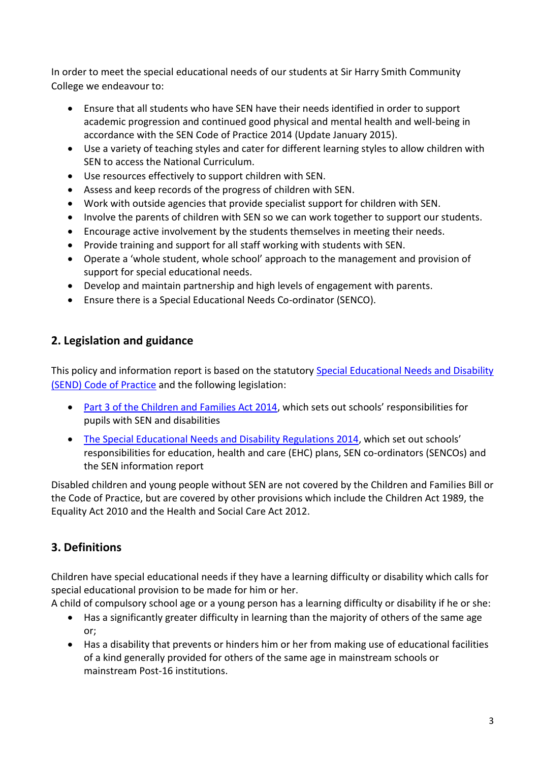In order to meet the special educational needs of our students at Sir Harry Smith Community College we endeavour to:

- Ensure that all students who have SEN have their needs identified in order to support academic progression and continued good physical and mental health and well-being in accordance with the SEN Code of Practice 2014 (Update January 2015).
- Use a variety of teaching styles and cater for different learning styles to allow children with SEN to access the National Curriculum.
- Use resources effectively to support children with SEN.
- Assess and keep records of the progress of children with SEN.
- Work with outside agencies that provide specialist support for children with SEN.
- Involve the parents of children with SEN so we can work together to support our students.
- Encourage active involvement by the students themselves in meeting their needs.
- Provide training and support for all staff working with students with SEN.
- Operate a 'whole student, whole school' approach to the management and provision of support for special educational needs.
- Develop and maintain partnership and high levels of engagement with parents.
- Ensure there is a Special Educational Needs Co-ordinator (SENCO).

## 2. Legislation and guidance

This policy and information report is based on the statutory Special Educational Needs and Disability (SEND) Code of Practice and the following legislation:

- Part 3 of the Children and Families Act 2014, which sets out schools' responsibilities for pupils with SEN and disabilities
- The Special Educational Needs and Disability Regulations 2014, which set out schools' responsibilities for education, health and care (EHC) plans, SEN co-ordinators (SENCOs) and the SEN information report

Disabled children and young people without SEN are not covered by the Children and Families Bill or the Code of Practice, but are covered by other provisions which include the Children Act 1989, the Equality Act 2010 and the Health and Social Care Act 2012.

## 3. Definitions

Children have special educational needs if they have a learning difficulty or disability which calls for special educational provision to be made for him or her.
A child of compulsory school age or a young person has a learning difficulty or disability if he or she:

- Has a significantly greater difficulty in learning than the majority of others of the same age or;
- Has a disability that prevents or hinders him or her from making use of educational facilities of a kind generally provided for others of the same age in mainstream schools or mainstream Post-16 institutions.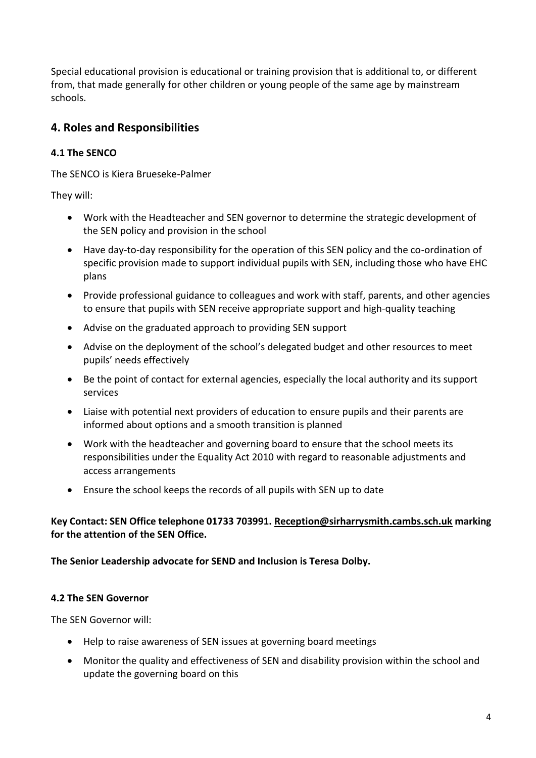Special educational provision is educational or training provision that is additional to, or different from, that made generally for other children or young people of the same age by mainstream schools.

## 4. Roles and Responsibilities

### 4.1 The SENCO

The SENCO is Kiera Brueseke-Palmer

They will:

- Work with the Headteacher and SEN governor to determine the strategic development of the SEN policy and provision in the school
- Have day-to-day responsibility for the operation of this SEN policy and the co-ordination of specific provision made to support individual pupils with SEN, including those who have EHC plans
- Provide professional guidance to colleagues and work with staff, parents, and other agencies to ensure that pupils with SEN receive appropriate support and high-quality teaching
- Advise on the graduated approach to providing SEN support
- Advise on the deployment of the school's delegated budget and other resources to meet pupils' needs effectively
- Be the point of contact for external agencies, especially the local authority and its support services
- Liaise with potential next providers of education to ensure pupils and their parents are informed about options and a smooth transition is planned
- Work with the headteacher and governing board to ensure that the school meets its responsibilities under the Equality Act 2010 with regard to reasonable adjustments and access arrangements
- Ensure the school keeps the records of all pupils with SEN up to date

**Key Contact: SEN Office telephone 01733 703991. Reception@sirharrysmith.cambs.sch.uk marking for the attention of the SEN Office.**

**The Senior Leadership advocate for SEND and Inclusion is Teresa Dolby.**

### 4.2 The SEN Governor

The SEN Governor will:

- Help to raise awareness of SEN issues at governing board meetings
- Monitor the quality and effectiveness of SEN and disability provision within the school and update the governing board on this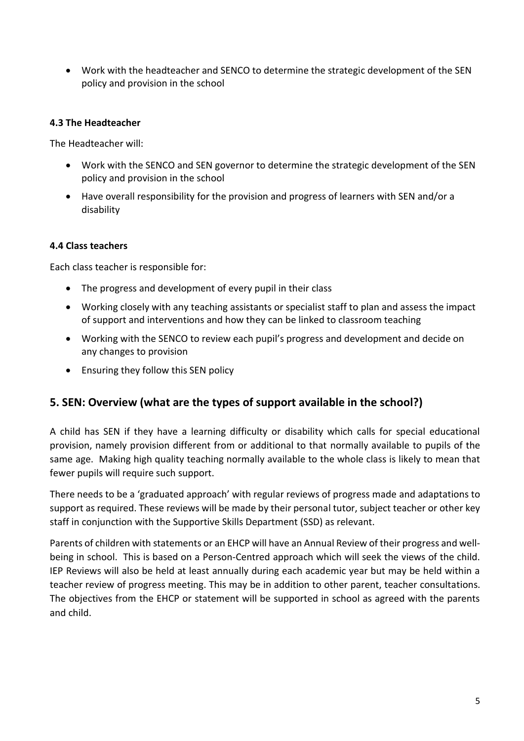- Work with the headteacher and SENCO to determine the strategic development of the SEN policy and provision in the school

### 4.3 The Headteacher

The Headteacher will:

- Work with the SENCO and SEN governor to determine the strategic development of the SEN policy and provision in the school
- Have overall responsibility for the provision and progress of learners with SEN and/or a disability

### 4.4 Class teachers

Each class teacher is responsible for:

- The progress and development of every pupil in their class
- Working closely with any teaching assistants or specialist staff to plan and assess the impact of support and interventions and how they can be linked to classroom teaching
- Working with the SENCO to review each pupil's progress and development and decide on any changes to provision
- Ensuring they follow this SEN policy

## 5. SEN: Overview (what are the types of support available in the school?)

A child has SEN if they have a learning difficulty or disability which calls for special educational provision, namely provision different from or additional to that normally available to pupils of the same age. Making high quality teaching normally available to the whole class is likely to mean that fewer pupils will require such support.

There needs to be a 'graduated approach' with regular reviews of progress made and adaptations to support as required. These reviews will be made by their personal tutor, subject teacher or other key staff in conjunction with the Supportive Skills Department (SSD) as relevant.

Parents of children with statements or an EHCP will have an Annual Review of their progress and well-being in school. This is based on a Person-Centred approach which will seek the views of the child. IEP Reviews will also be held at least annually during each academic year but may be held within a teacher review of progress meeting. This may be in addition to other parent, teacher consultations. The objectives from the EHCP or statement will be supported in school as agreed with the parents and child.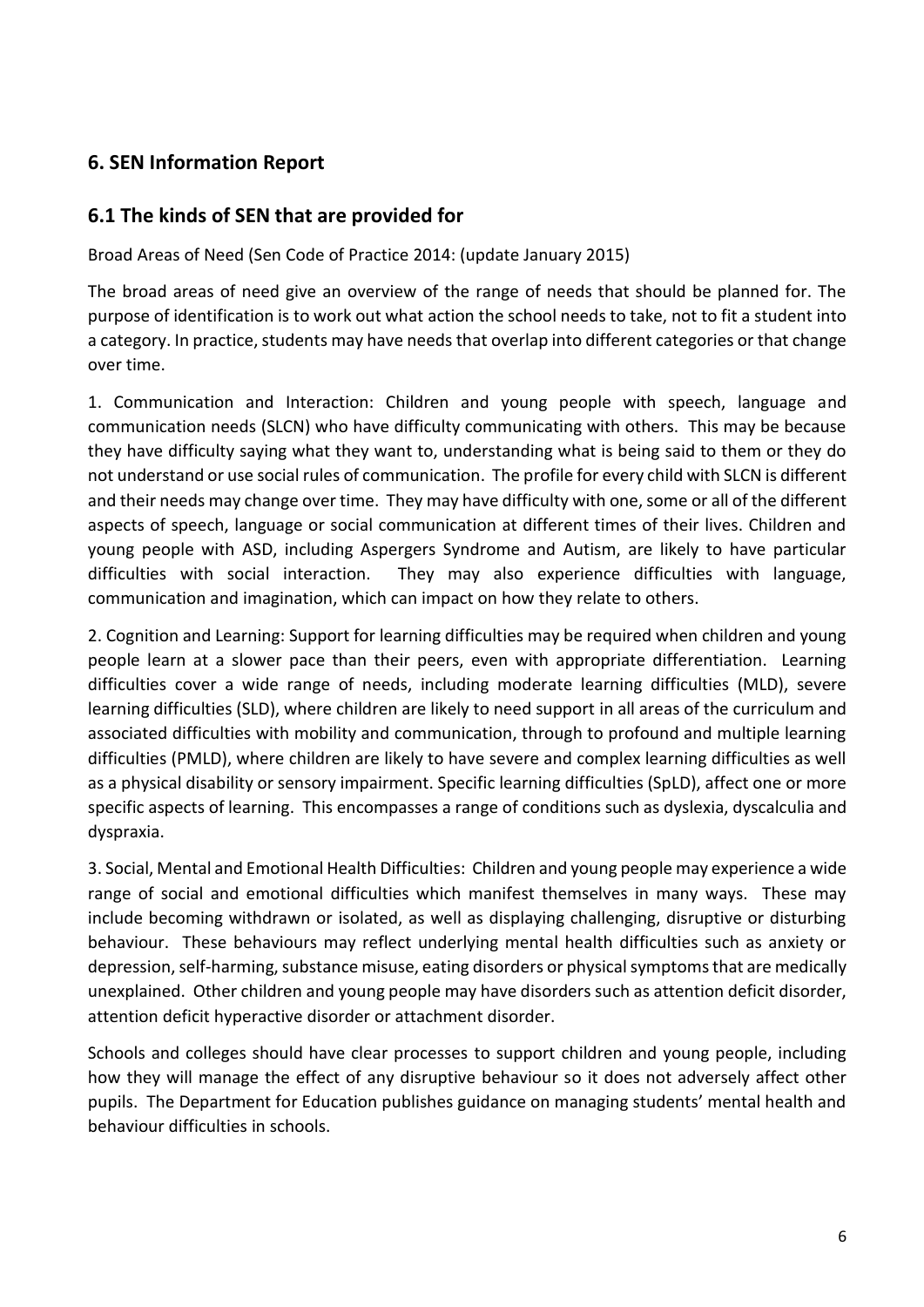## 6. SEN Information Report

## 6.1 The kinds of SEN that are provided for

Broad Areas of Need (Sen Code of Practice 2014: (update January 2015)

The broad areas of need give an overview of the range of needs that should be planned for. The purpose of identification is to work out what action the school needs to take, not to fit a student into a category. In practice, students may have needs that overlap into different categories or that change over time.

1. Communication and Interaction: Children and young people with speech, language and communication needs (SLCN) who have difficulty communicating with others. This may be because they have difficulty saying what they want to, understanding what is being said to them or they do not understand or use social rules of communication. The profile for every child with SLCN is different and their needs may change over time. They may have difficulty with one, some or all of the different aspects of speech, language or social communication at different times of their lives. Children and young people with ASD, including Aspergers Syndrome and Autism, are likely to have particular difficulties with social interaction. They may also experience difficulties with language, communication and imagination, which can impact on how they relate to others.

2. Cognition and Learning: Support for learning difficulties may be required when children and young people learn at a slower pace than their peers, even with appropriate differentiation. Learning difficulties cover a wide range of needs, including moderate learning difficulties (MLD), severe learning difficulties (SLD), where children are likely to need support in all areas of the curriculum and associated difficulties with mobility and communication, through to profound and multiple learning difficulties (PMLD), where children are likely to have severe and complex learning difficulties as well as a physical disability or sensory impairment. Specific learning difficulties (SpLD), affect one or more specific aspects of learning. This encompasses a range of conditions such as dyslexia, dyscalculia and dyspraxia.

3. Social, Mental and Emotional Health Difficulties: Children and young people may experience a wide range of social and emotional difficulties which manifest themselves in many ways. These may include becoming withdrawn or isolated, as well as displaying challenging, disruptive or disturbing behaviour. These behaviours may reflect underlying mental health difficulties such as anxiety or depression, self-harming, substance misuse, eating disorders or physical symptoms that are medically unexplained. Other children and young people may have disorders such as attention deficit disorder, attention deficit hyperactive disorder or attachment disorder.

Schools and colleges should have clear processes to support children and young people, including how they will manage the effect of any disruptive behaviour so it does not adversely affect other pupils. The Department for Education publishes guidance on managing students' mental health and behaviour difficulties in schools.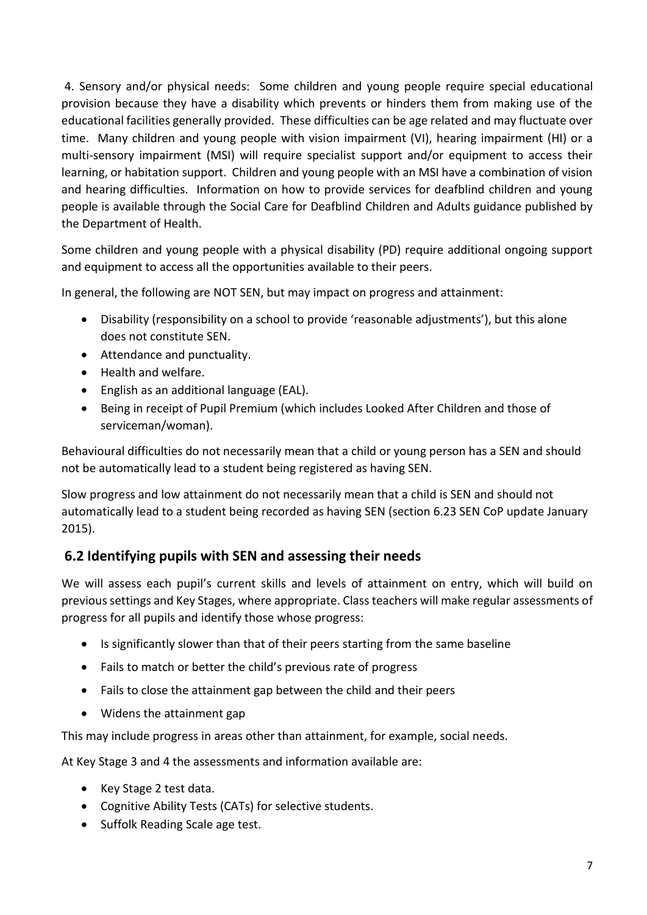4. Sensory and/or physical needs: Some children and young people require special educational provision because they have a disability which prevents or hinders them from making use of the educational facilities generally provided. These difficulties can be age related and may fluctuate over time. Many children and young people with vision impairment (VI), hearing impairment (HI) or a multi-sensory impairment (MSI) will require specialist support and/or equipment to access their learning, or habitation support. Children and young people with an MSI have a combination of vision and hearing difficulties. Information on how to provide services for deafblind children and young people is available through the Social Care for Deafblind Children and Adults guidance published by the Department of Health.

Some children and young people with a physical disability (PD) require additional ongoing support and equipment to access all the opportunities available to their peers.

In general, the following are NOT SEN, but may impact on progress and attainment:

- Disability (responsibility on a school to provide 'reasonable adjustments'), but this alone does not constitute SEN.
- Attendance and punctuality.
- Health and welfare.
- English as an additional language (EAL).
- Being in receipt of Pupil Premium (which includes Looked After Children and those of serviceman/woman).

Behavioural difficulties do not necessarily mean that a child or young person has a SEN and should not be automatically lead to a student being registered as having SEN.

Slow progress and low attainment do not necessarily mean that a child is SEN and should not automatically lead to a student being recorded as having SEN (section 6.23 SEN CoP update January 2015).

## 6.2 Identifying pupils with SEN and assessing their needs

We will assess each pupil's current skills and levels of attainment on entry, which will build on previous settings and Key Stages, where appropriate. Class teachers will make regular assessments of progress for all pupils and identify those whose progress:

- Is significantly slower than that of their peers starting from the same baseline
- Fails to match or better the child's previous rate of progress
- Fails to close the attainment gap between the child and their peers
- Widens the attainment gap

This may include progress in areas other than attainment, for example, social needs.

At Key Stage 3 and 4 the assessments and information available are:

- Key Stage 2 test data.
- Cognitive Ability Tests (CATs) for selective students.
- Suffolk Reading Scale age test.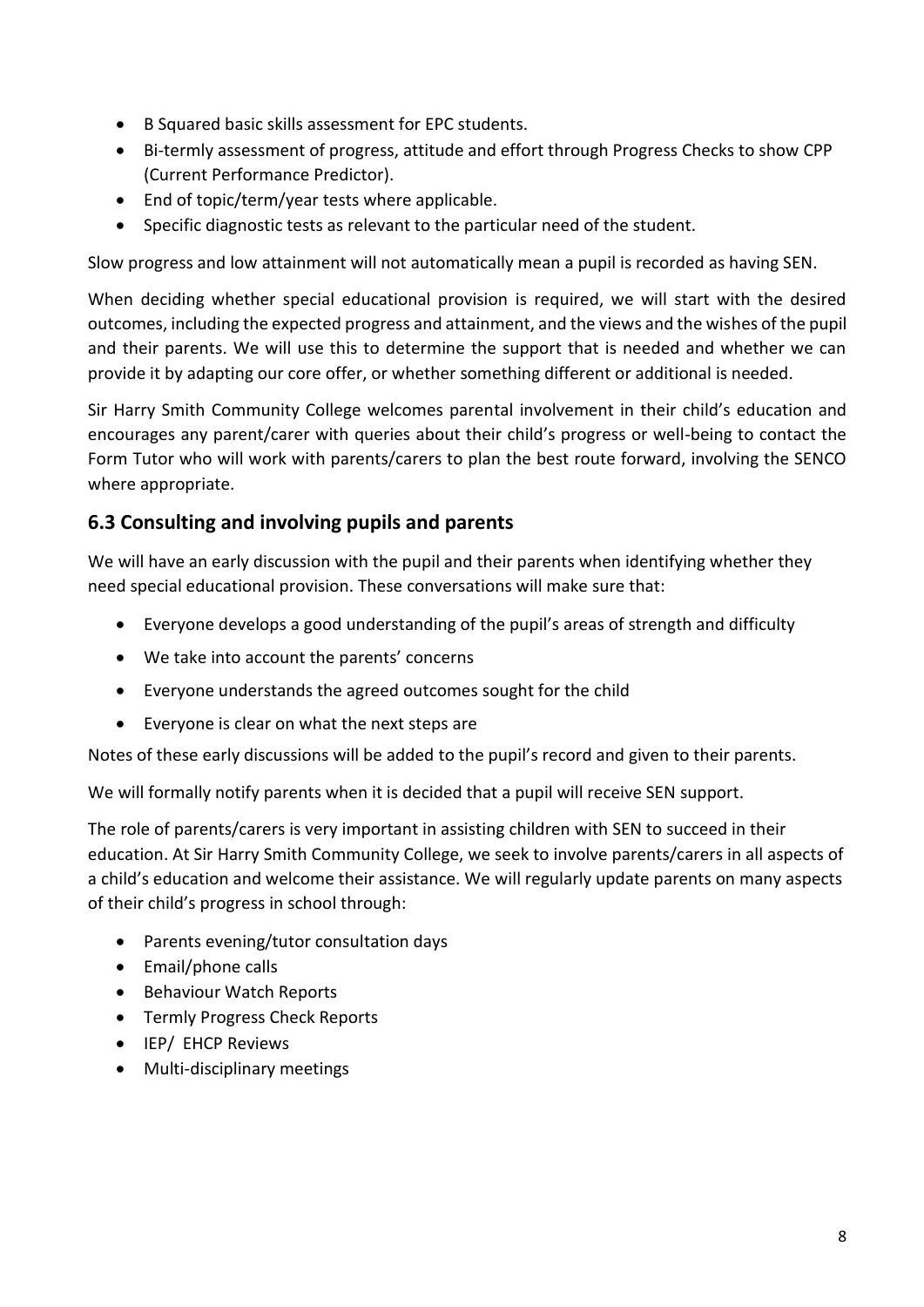- B Squared basic skills assessment for EPC students.
- Bi-termly assessment of progress, attitude and effort through Progress Checks to show CPP (Current Performance Predictor).
- End of topic/term/year tests where applicable.
- Specific diagnostic tests as relevant to the particular need of the student.

Slow progress and low attainment will not automatically mean a pupil is recorded as having SEN.

When deciding whether special educational provision is required, we will start with the desired outcomes, including the expected progress and attainment, and the views and the wishes of the pupil and their parents. We will use this to determine the support that is needed and whether we can provide it by adapting our core offer, or whether something different or additional is needed.

Sir Harry Smith Community College welcomes parental involvement in their child's education and encourages any parent/carer with queries about their child's progress or well-being to contact the Form Tutor who will work with parents/carers to plan the best route forward, involving the SENCO where appropriate.

## 6.3 Consulting and involving pupils and parents

We will have an early discussion with the pupil and their parents when identifying whether they need special educational provision. These conversations will make sure that:

- Everyone develops a good understanding of the pupil's areas of strength and difficulty
- We take into account the parents' concerns
- Everyone understands the agreed outcomes sought for the child
- Everyone is clear on what the next steps are

Notes of these early discussions will be added to the pupil's record and given to their parents.

We will formally notify parents when it is decided that a pupil will receive SEN support.

The role of parents/carers is very important in assisting children with SEN to succeed in their education. At Sir Harry Smith Community College, we seek to involve parents/carers in all aspects of a child's education and welcome their assistance. We will regularly update parents on many aspects of their child's progress in school through:

- Parents evening/tutor consultation days
- Email/phone calls
- Behaviour Watch Reports
- Termly Progress Check Reports
- IEP/ EHCP Reviews
- Multi-disciplinary meetings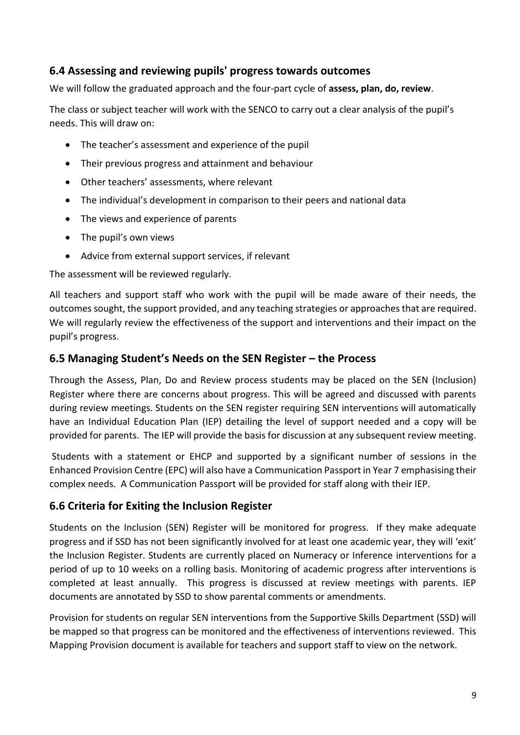### 6.4 Assessing and reviewing pupils' progress towards outcomes

We will follow the graduated approach and the four-part cycle of **assess, plan, do, review**.

The class or subject teacher will work with the SENCO to carry out a clear analysis of the pupil's needs. This will draw on:

- The teacher's assessment and experience of the pupil
- Their previous progress and attainment and behaviour
- Other teachers' assessments, where relevant
- The individual's development in comparison to their peers and national data
- The views and experience of parents
- The pupil's own views
- Advice from external support services, if relevant

The assessment will be reviewed regularly.

All teachers and support staff who work with the pupil will be made aware of their needs, the outcomes sought, the support provided, and any teaching strategies or approaches that are required. We will regularly review the effectiveness of the support and interventions and their impact on the pupil's progress.

### 6.5 Managing Student's Needs on the SEN Register – the Process

Through the Assess, Plan, Do and Review process students may be placed on the SEN (Inclusion) Register where there are concerns about progress. This will be agreed and discussed with parents during review meetings. Students on the SEN register requiring SEN interventions will automatically have an Individual Education Plan (IEP) detailing the level of support needed and a copy will be provided for parents. The IEP will provide the basis for discussion at any subsequent review meeting.

Students with a statement or EHCP and supported by a significant number of sessions in the Enhanced Provision Centre (EPC) will also have a Communication Passport in Year 7 emphasising their complex needs. A Communication Passport will be provided for staff along with their IEP.

### 6.6 Criteria for Exiting the Inclusion Register

Students on the Inclusion (SEN) Register will be monitored for progress. If they make adequate progress and if SSD has not been significantly involved for at least one academic year, they will 'exit' the Inclusion Register. Students are currently placed on Numeracy or Inference interventions for a period of up to 10 weeks on a rolling basis. Monitoring of academic progress after interventions is completed at least annually. This progress is discussed at review meetings with parents. IEP documents are annotated by SSD to show parental comments or amendments.

Provision for students on regular SEN interventions from the Supportive Skills Department (SSD) will be mapped so that progress can be monitored and the effectiveness of interventions reviewed. This Mapping Provision document is available for teachers and support staff to view on the network.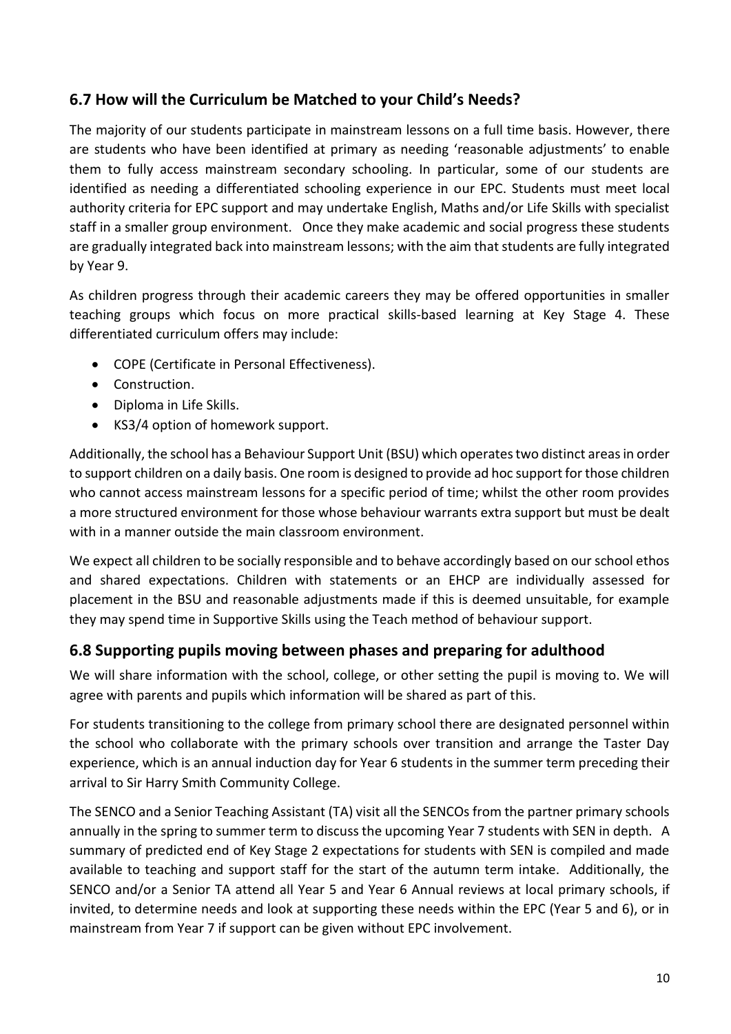## 6.7 How will the Curriculum be Matched to your Child's Needs?

The majority of our students participate in mainstream lessons on a full time basis. However, there are students who have been identified at primary as needing 'reasonable adjustments' to enable them to fully access mainstream secondary schooling. In particular, some of our students are identified as needing a differentiated schooling experience in our EPC. Students must meet local authority criteria for EPC support and may undertake English, Maths and/or Life Skills with specialist staff in a smaller group environment. Once they make academic and social progress these students are gradually integrated back into mainstream lessons; with the aim that students are fully integrated by Year 9.

As children progress through their academic careers they may be offered opportunities in smaller teaching groups which focus on more practical skills-based learning at Key Stage 4. These differentiated curriculum offers may include:

- COPE (Certificate in Personal Effectiveness).
- Construction.
- Diploma in Life Skills.
- KS3/4 option of homework support.

Additionally, the school has a Behaviour Support Unit (BSU) which operates two distinct areas in order to support children on a daily basis. One room is designed to provide ad hoc support for those children who cannot access mainstream lessons for a specific period of time; whilst the other room provides a more structured environment for those whose behaviour warrants extra support but must be dealt with in a manner outside the main classroom environment.

We expect all children to be socially responsible and to behave accordingly based on our school ethos and shared expectations. Children with statements or an EHCP are individually assessed for placement in the BSU and reasonable adjustments made if this is deemed unsuitable, for example they may spend time in Supportive Skills using the Teach method of behaviour support.

## 6.8 Supporting pupils moving between phases and preparing for adulthood

We will share information with the school, college, or other setting the pupil is moving to. We will agree with parents and pupils which information will be shared as part of this.

For students transitioning to the college from primary school there are designated personnel within the school who collaborate with the primary schools over transition and arrange the Taster Day experience, which is an annual induction day for Year 6 students in the summer term preceding their arrival to Sir Harry Smith Community College.

The SENCO and a Senior Teaching Assistant (TA) visit all the SENCOs from the partner primary schools annually in the spring to summer term to discuss the upcoming Year 7 students with SEN in depth. A summary of predicted end of Key Stage 2 expectations for students with SEN is compiled and made available to teaching and support staff for the start of the autumn term intake. Additionally, the SENCO and/or a Senior TA attend all Year 5 and Year 6 Annual reviews at local primary schools, if invited, to determine needs and look at supporting these needs within the EPC (Year 5 and 6), or in mainstream from Year 7 if support can be given without EPC involvement.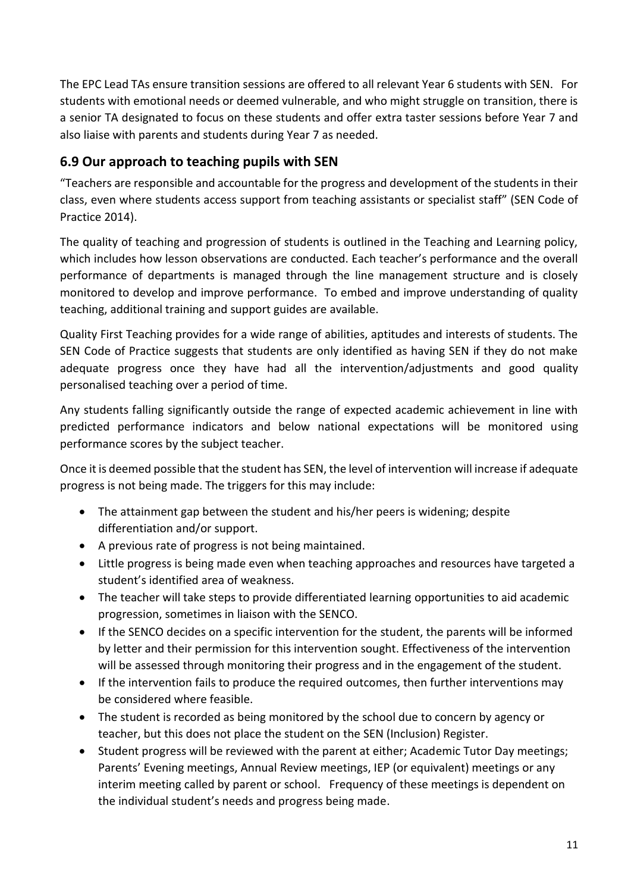The EPC Lead TAs ensure transition sessions are offered to all relevant Year 6 students with SEN. For students with emotional needs or deemed vulnerable, and who might struggle on transition, there is a senior TA designated to focus on these students and offer extra taster sessions before Year 7 and also liaise with parents and students during Year 7 as needed.

## 6.9 Our approach to teaching pupils with SEN

"Teachers are responsible and accountable for the progress and development of the students in their class, even where students access support from teaching assistants or specialist staff" (SEN Code of Practice 2014).

The quality of teaching and progression of students is outlined in the Teaching and Learning policy, which includes how lesson observations are conducted. Each teacher's performance and the overall performance of departments is managed through the line management structure and is closely monitored to develop and improve performance. To embed and improve understanding of quality teaching, additional training and support guides are available.

Quality First Teaching provides for a wide range of abilities, aptitudes and interests of students. The SEN Code of Practice suggests that students are only identified as having SEN if they do not make adequate progress once they have had all the intervention/adjustments and good quality personalised teaching over a period of time.

Any students falling significantly outside the range of expected academic achievement in line with predicted performance indicators and below national expectations will be monitored using performance scores by the subject teacher.

Once it is deemed possible that the student has SEN, the level of intervention will increase if adequate progress is not being made. The triggers for this may include:

- The attainment gap between the student and his/her peers is widening; despite differentiation and/or support.
- A previous rate of progress is not being maintained.
- Little progress is being made even when teaching approaches and resources have targeted a student's identified area of weakness.
- The teacher will take steps to provide differentiated learning opportunities to aid academic progression, sometimes in liaison with the SENCO.
- If the SENCO decides on a specific intervention for the student, the parents will be informed by letter and their permission for this intervention sought. Effectiveness of the intervention will be assessed through monitoring their progress and in the engagement of the student.
- If the intervention fails to produce the required outcomes, then further interventions may be considered where feasible.
- The student is recorded as being monitored by the school due to concern by agency or teacher, but this does not place the student on the SEN (Inclusion) Register.
- Student progress will be reviewed with the parent at either; Academic Tutor Day meetings; Parents' Evening meetings, Annual Review meetings, IEP (or equivalent) meetings or any interim meeting called by parent or school. Frequency of these meetings is dependent on the individual student's needs and progress being made.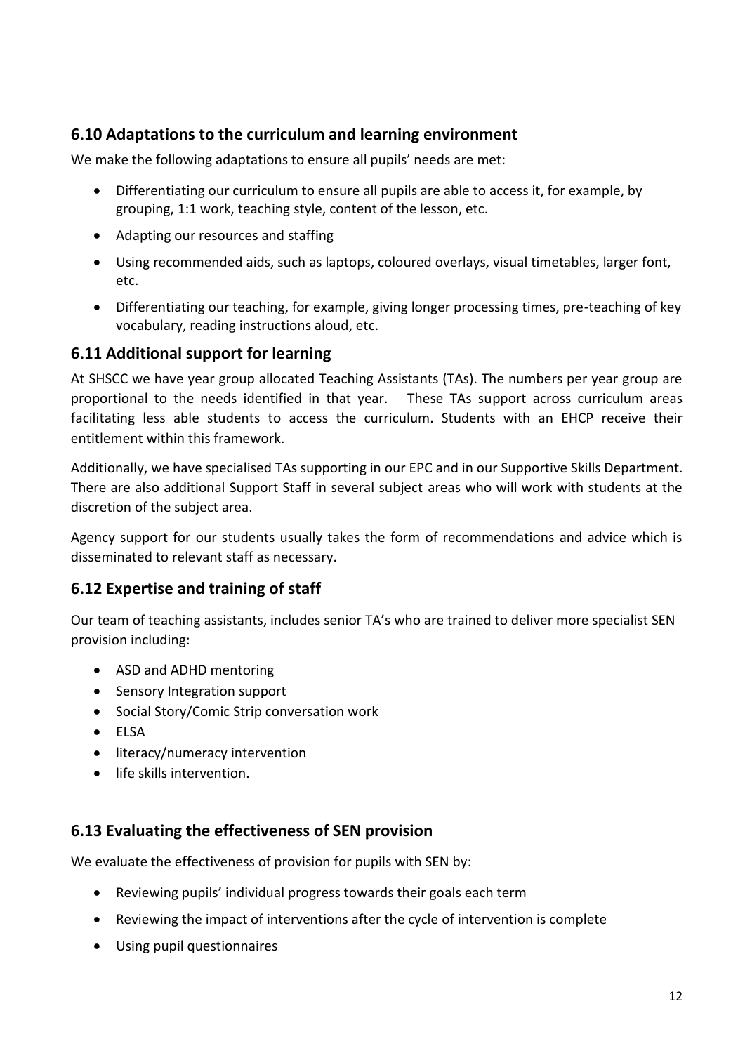## 6.10 Adaptations to the curriculum and learning environment

We make the following adaptations to ensure all pupils' needs are met:

- Differentiating our curriculum to ensure all pupils are able to access it, for example, by grouping, 1:1 work, teaching style, content of the lesson, etc.
- Adapting our resources and staffing
- Using recommended aids, such as laptops, coloured overlays, visual timetables, larger font, etc.
- Differentiating our teaching, for example, giving longer processing times, pre-teaching of key vocabulary, reading instructions aloud, etc.

## 6.11 Additional support for learning

At SHSCC we have year group allocated Teaching Assistants (TAs). The numbers per year group are proportional to the needs identified in that year. These TAs support across curriculum areas facilitating less able students to access the curriculum. Students with an EHCP receive their entitlement within this framework.

Additionally, we have specialised TAs supporting in our EPC and in our Supportive Skills Department. There are also additional Support Staff in several subject areas who will work with students at the discretion of the subject area.

Agency support for our students usually takes the form of recommendations and advice which is disseminated to relevant staff as necessary.

## 6.12 Expertise and training of staff

Our team of teaching assistants, includes senior TA's who are trained to deliver more specialist SEN provision including:

- ASD and ADHD mentoring
- Sensory Integration support
- Social Story/Comic Strip conversation work
- ELSA
- literacy/numeracy intervention
- life skills intervention.

## 6.13 Evaluating the effectiveness of SEN provision

We evaluate the effectiveness of provision for pupils with SEN by:

- Reviewing pupils' individual progress towards their goals each term
- Reviewing the impact of interventions after the cycle of intervention is complete
- Using pupil questionnaires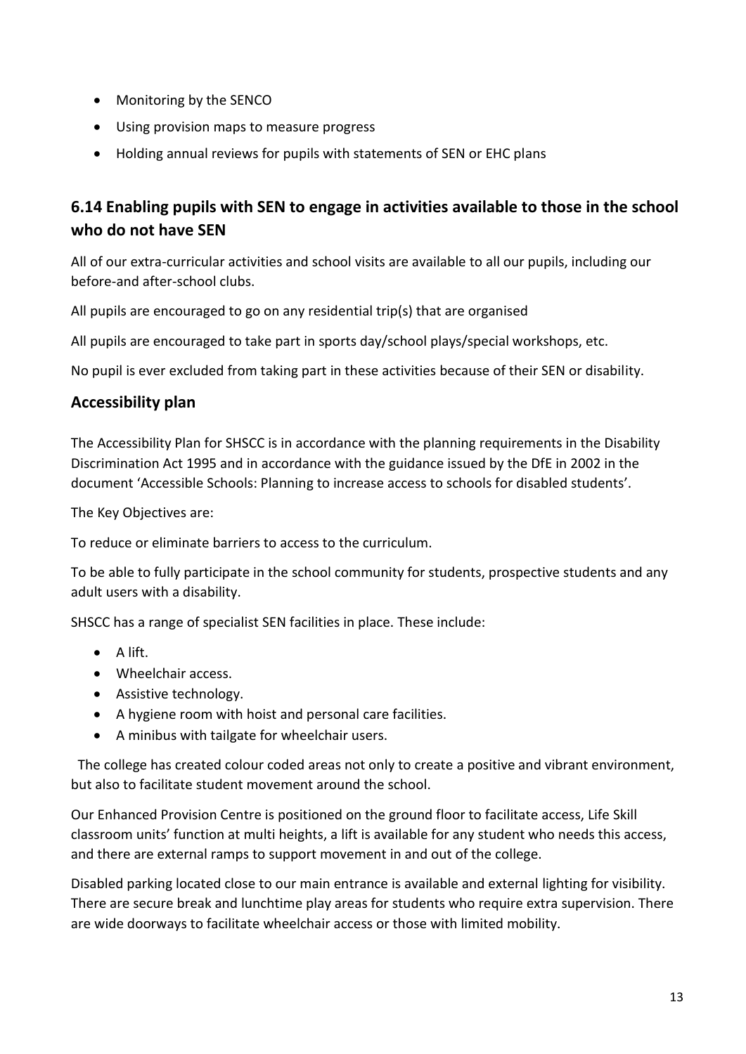- Monitoring by the SENCO
- Using provision maps to measure progress
- Holding annual reviews for pupils with statements of SEN or EHC plans

## 6.14 Enabling pupils with SEN to engage in activities available to those in the school who do not have SEN

All of our extra-curricular activities and school visits are available to all our pupils, including our before-and after-school clubs.

All pupils are encouraged to go on any residential trip(s) that are organised

All pupils are encouraged to take part in sports day/school plays/special workshops, etc.

No pupil is ever excluded from taking part in these activities because of their SEN or disability.

## Accessibility plan

The Accessibility Plan for SHSCC is in accordance with the planning requirements in the Disability Discrimination Act 1995 and in accordance with the guidance issued by the DfE in 2002 in the document 'Accessible Schools: Planning to increase access to schools for disabled students'.

The Key Objectives are:

To reduce or eliminate barriers to access to the curriculum.

To be able to fully participate in the school community for students, prospective students and any adult users with a disability.

SHSCC has a range of specialist SEN facilities in place. These include:

- A lift.
- Wheelchair access.
- Assistive technology.
- A hygiene room with hoist and personal care facilities.
- A minibus with tailgate for wheelchair users.

The college has created colour coded areas not only to create a positive and vibrant environment, but also to facilitate student movement around the school.

Our Enhanced Provision Centre is positioned on the ground floor to facilitate access, Life Skill classroom units' function at multi heights, a lift is available for any student who needs this access, and there are external ramps to support movement in and out of the college.

Disabled parking located close to our main entrance is available and external lighting for visibility. There are secure break and lunchtime play areas for students who require extra supervision. There are wide doorways to facilitate wheelchair access or those with limited mobility.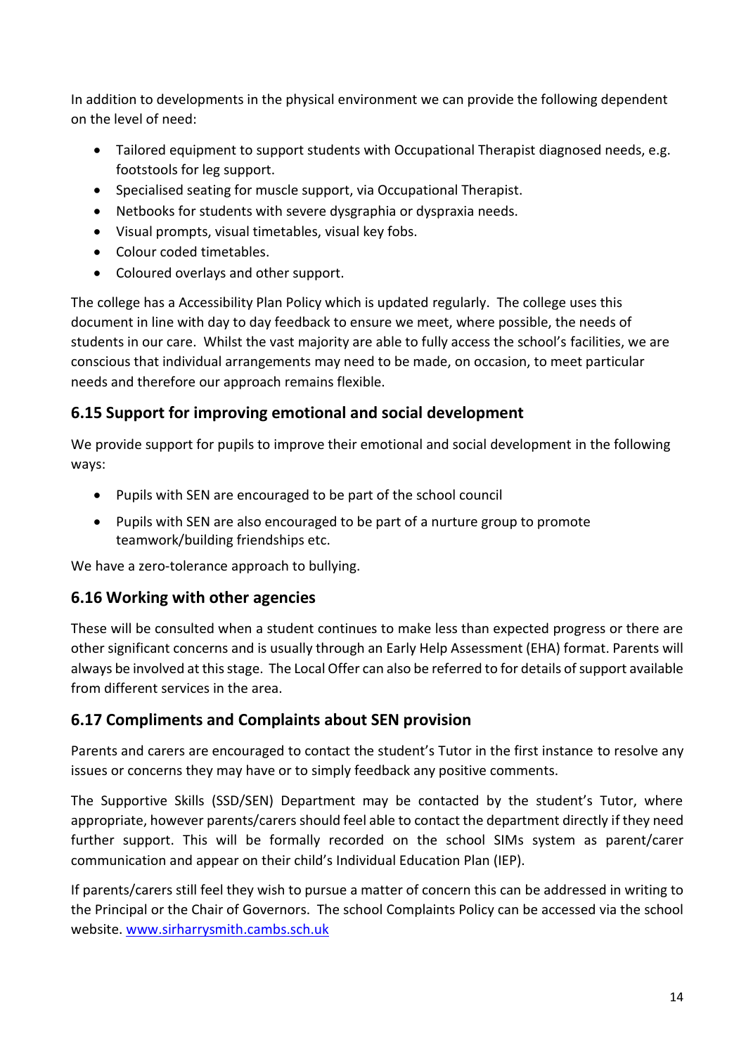In addition to developments in the physical environment we can provide the following dependent on the level of need:

- Tailored equipment to support students with Occupational Therapist diagnosed needs, e.g. footstools for leg support.
- Specialised seating for muscle support, via Occupational Therapist.
- Netbooks for students with severe dysgraphia or dyspraxia needs.
- Visual prompts, visual timetables, visual key fobs.
- Colour coded timetables.
- Coloured overlays and other support.

The college has a Accessibility Plan Policy which is updated regularly. The college uses this document in line with day to day feedback to ensure we meet, where possible, the needs of students in our care. Whilst the vast majority are able to fully access the school's facilities, we are conscious that individual arrangements may need to be made, on occasion, to meet particular needs and therefore our approach remains flexible.

### 6.15 Support for improving emotional and social development

We provide support for pupils to improve their emotional and social development in the following ways:

- Pupils with SEN are encouraged to be part of the school council
- Pupils with SEN are also encouraged to be part of a nurture group to promote teamwork/building friendships etc.

We have a zero-tolerance approach to bullying.

### 6.16 Working with other agencies

These will be consulted when a student continues to make less than expected progress or there are other significant concerns and is usually through an Early Help Assessment (EHA) format. Parents will always be involved at this stage. The Local Offer can also be referred to for details of support available from different services in the area.

### 6.17 Compliments and Complaints about SEN provision

Parents and carers are encouraged to contact the student's Tutor in the first instance to resolve any issues or concerns they may have or to simply feedback any positive comments.

The Supportive Skills (SSD/SEN) Department may be contacted by the student's Tutor, where appropriate, however parents/carers should feel able to contact the department directly if they need further support. This will be formally recorded on the school SIMs system as parent/carer communication and appear on their child's Individual Education Plan (IEP).

If parents/carers still feel they wish to pursue a matter of concern this can be addressed in writing to the Principal or the Chair of Governors. The school Complaints Policy can be accessed via the school website. [www.sirharrysmith.cambs.sch.uk](http://www.sirharrysmith.cambs.sch.uk)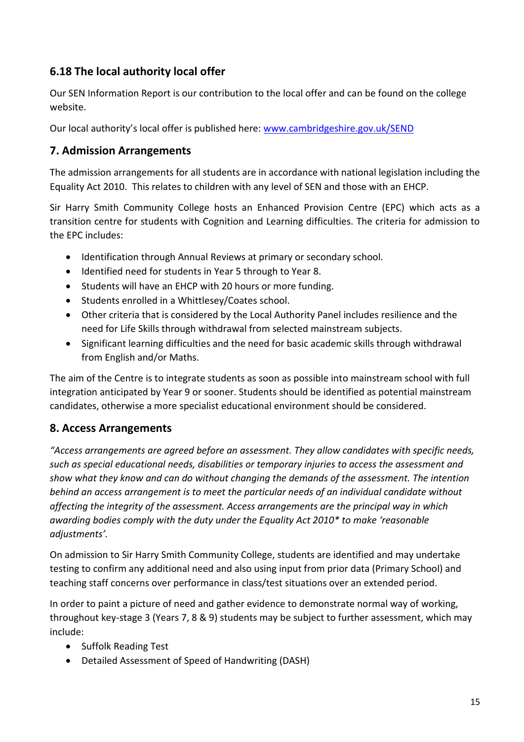### 6.18 The local authority local offer

Our SEN Information Report is our contribution to the local offer and can be found on the college website.

Our local authority's local offer is published here: [www.cambridgeshire.gov.uk/SEND](http://www.cambridgeshire.gov.uk/SEND)

## 7. Admission Arrangements

The admission arrangements for all students are in accordance with national legislation including the Equality Act 2010. This relates to children with any level of SEN and those with an EHCP.

Sir Harry Smith Community College hosts an Enhanced Provision Centre (EPC) which acts as a transition centre for students with Cognition and Learning difficulties. The criteria for admission to the EPC includes:

- Identification through Annual Reviews at primary or secondary school.
- Identified need for students in Year 5 through to Year 8.
- Students will have an EHCP with 20 hours or more funding.
- Students enrolled in a Whittlesey/Coates school.
- Other criteria that is considered by the Local Authority Panel includes resilience and the need for Life Skills through withdrawal from selected mainstream subjects.
- Significant learning difficulties and the need for basic academic skills through withdrawal from English and/or Maths.

The aim of the Centre is to integrate students as soon as possible into mainstream school with full integration anticipated by Year 9 or sooner. Students should be identified as potential mainstream candidates, otherwise a more specialist educational environment should be considered.

## 8. Access Arrangements

*"Access arrangements are agreed before an assessment. They allow candidates with specific needs, such as special educational needs, disabilities or temporary injuries to access the assessment and show what they know and can do without changing the demands of the assessment. The intention behind an access arrangement is to meet the particular needs of an individual candidate without affecting the integrity of the assessment. Access arrangements are the principal way in which awarding bodies comply with the duty under the Equality Act 2010* to make 'reasonable adjustments'.*

On admission to Sir Harry Smith Community College, students are identified and may undertake testing to confirm any additional need and also using input from prior data (Primary School) and teaching staff concerns over performance in class/test situations over an extended period.

In order to paint a picture of need and gather evidence to demonstrate normal way of working, throughout key-stage 3 (Years 7, 8 & 9) students may be subject to further assessment, which may include:

- Suffolk Reading Test
- Detailed Assessment of Speed of Handwriting (DASH)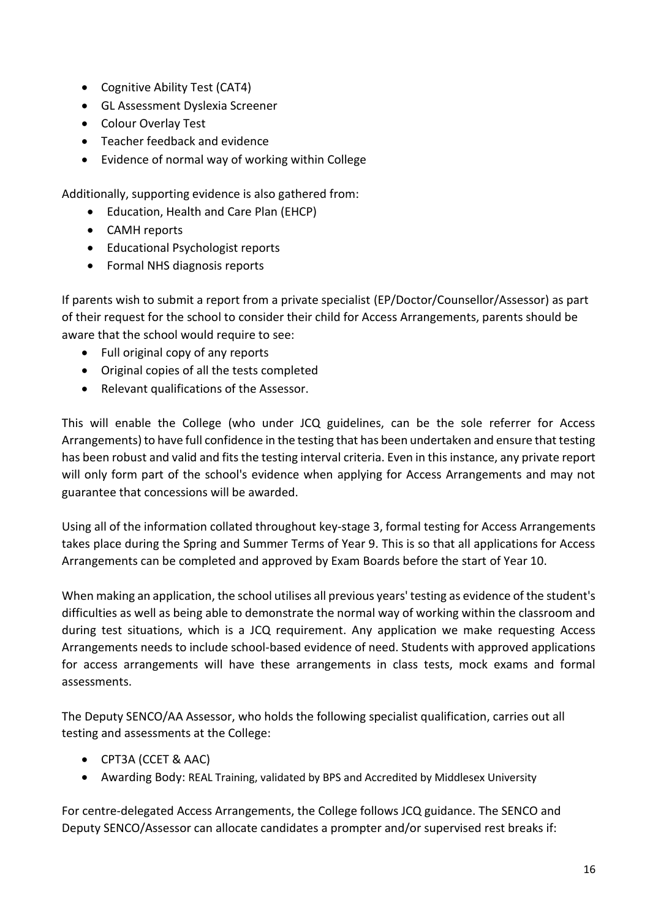- Cognitive Ability Test (CAT4)
- GL Assessment Dyslexia Screener
- Colour Overlay Test
- Teacher feedback and evidence
- Evidence of normal way of working within College

Additionally, supporting evidence is also gathered from:

- Education, Health and Care Plan (EHCP)
- CAMH reports
- Educational Psychologist reports
- Formal NHS diagnosis reports

If parents wish to submit a report from a private specialist (EP/Doctor/Counsellor/Assessor) as part of their request for the school to consider their child for Access Arrangements, parents should be aware that the school would require to see:

- Full original copy of any reports
- Original copies of all the tests completed
- Relevant qualifications of the Assessor.

This will enable the College (who under JCQ guidelines, can be the sole referrer for Access Arrangements) to have full confidence in the testing that has been undertaken and ensure that testing has been robust and valid and fits the testing interval criteria. Even in this instance, any private report will only form part of the school's evidence when applying for Access Arrangements and may not guarantee that concessions will be awarded.

Using all of the information collated throughout key-stage 3, formal testing for Access Arrangements takes place during the Spring and Summer Terms of Year 9. This is so that all applications for Access Arrangements can be completed and approved by Exam Boards before the start of Year 10.

When making an application, the school utilises all previous years' testing as evidence of the student's difficulties as well as being able to demonstrate the normal way of working within the classroom and during test situations, which is a JCQ requirement. Any application we make requesting Access Arrangements needs to include school-based evidence of need. Students with approved applications for access arrangements will have these arrangements in class tests, mock exams and formal assessments.

The Deputy SENCO/AA Assessor, who holds the following specialist qualification, carries out all testing and assessments at the College:

- CPT3A (CCET & AAC)
- Awarding Body: REAL Training, validated by BPS and Accredited by Middlesex University

For centre-delegated Access Arrangements, the College follows JCQ guidance. The SENCO and Deputy SENCO/Assessor can allocate candidates a prompter and/or supervised rest breaks if: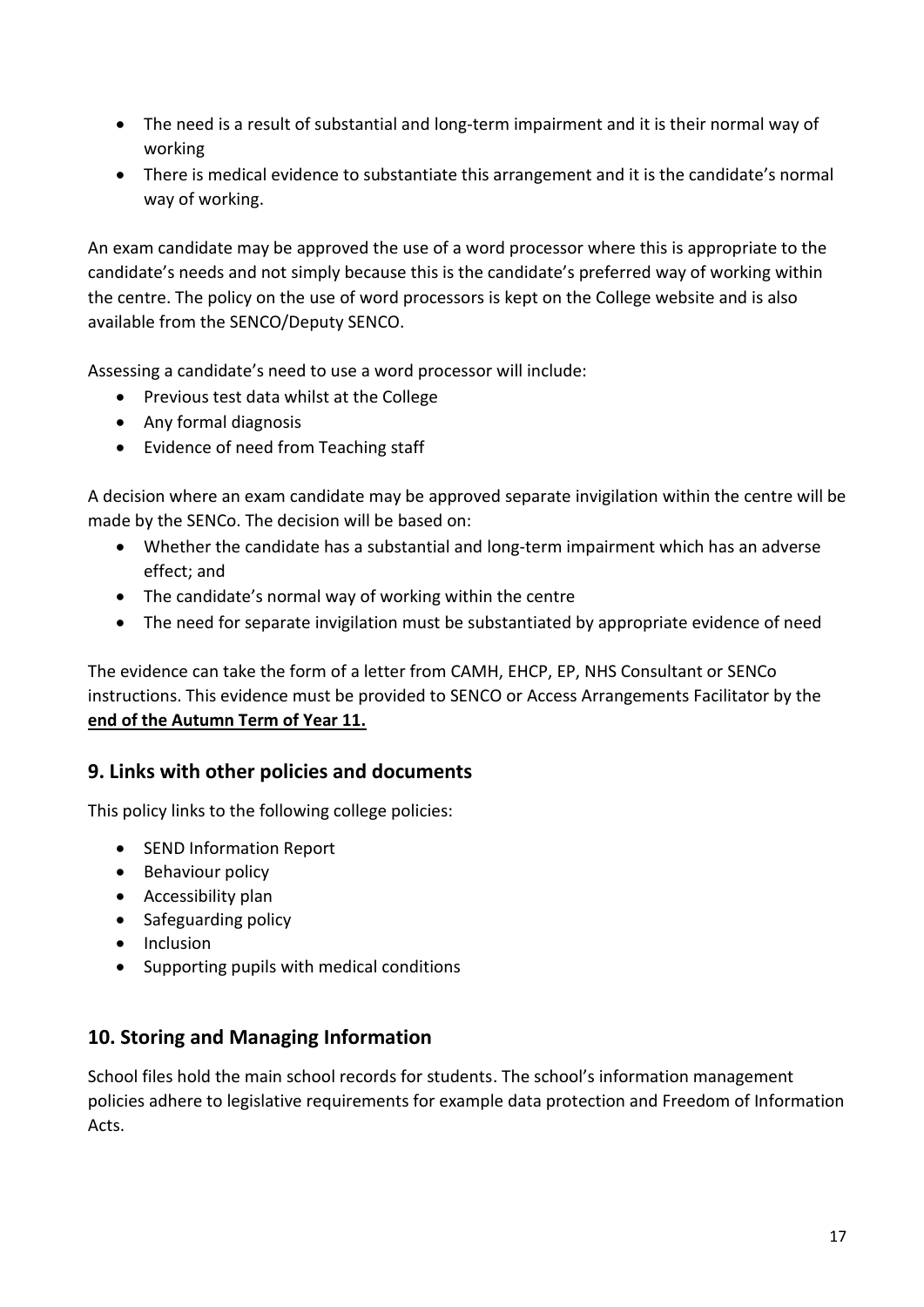- The need is a result of substantial and long-term impairment and it is their normal way of working
- There is medical evidence to substantiate this arrangement and it is the candidate's normal way of working.

An exam candidate may be approved the use of a word processor where this is appropriate to the candidate's needs and not simply because this is the candidate's preferred way of working within the centre. The policy on the use of word processors is kept on the College website and is also available from the SENCO/Deputy SENCO.

Assessing a candidate's need to use a word processor will include:

- Previous test data whilst at the College
- Any formal diagnosis
- Evidence of need from Teaching staff

A decision where an exam candidate may be approved separate invigilation within the centre will be made by the SENCo. The decision will be based on:

- Whether the candidate has a substantial and long-term impairment which has an adverse effect; and
- The candidate's normal way of working within the centre
- The need for separate invigilation must be substantiated by appropriate evidence of need

The evidence can take the form of a letter from CAMH, EHCP, EP, NHS Consultant or SENCo instructions. This evidence must be provided to SENCO or Access Arrangements Facilitator by the **end of the Autumn Term of Year 11.**

## 9. Links with other policies and documents

This policy links to the following college policies:

- SEND Information Report
- Behaviour policy
- Accessibility plan
- Safeguarding policy
- Inclusion
- Supporting pupils with medical conditions

## 10. Storing and Managing Information

School files hold the main school records for students. The school's information management policies adhere to legislative requirements for example data protection and Freedom of Information Acts.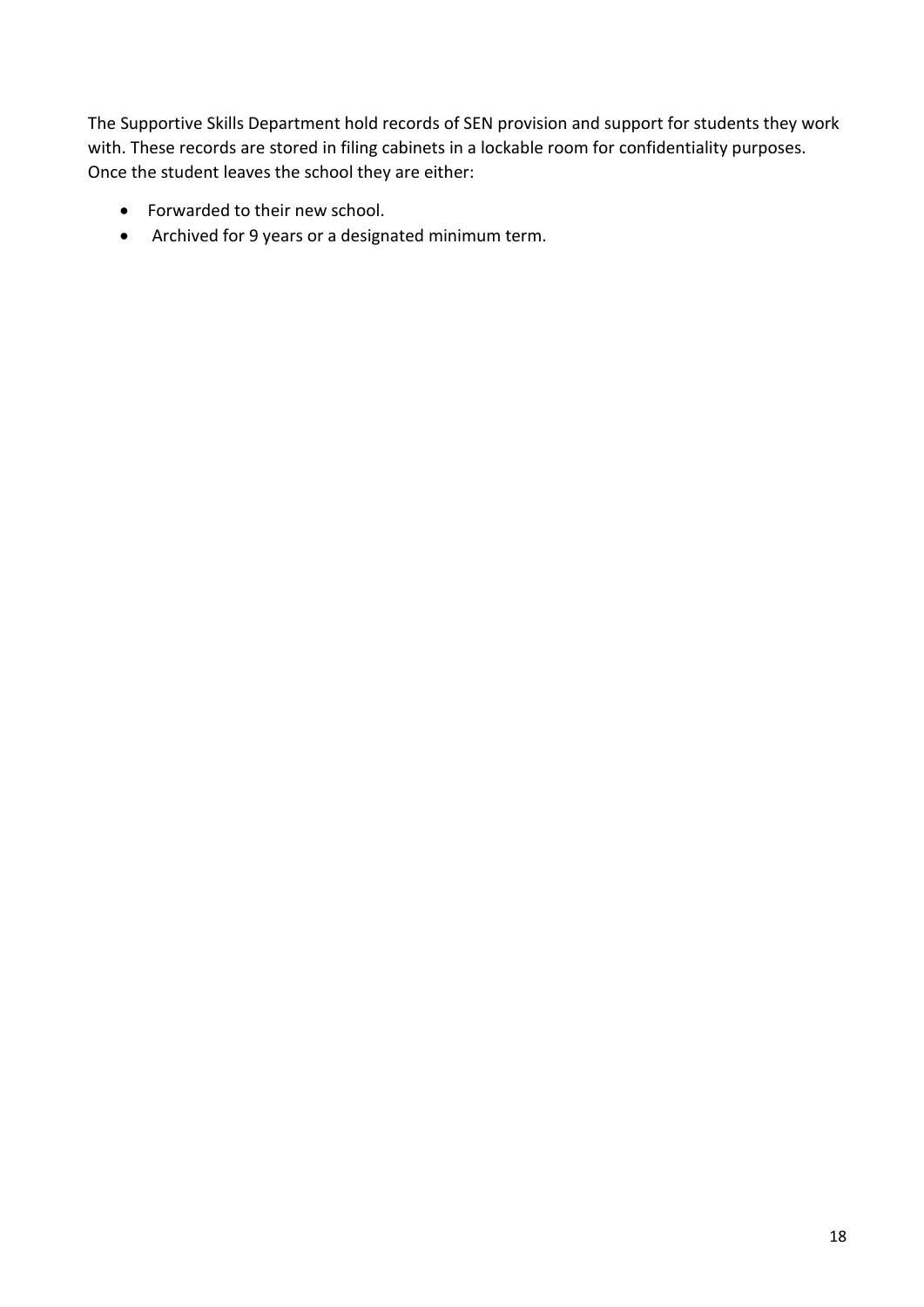The Supportive Skills Department hold records of SEN provision and support for students they work with. These records are stored in filing cabinets in a lockable room for confidentiality purposes. Once the student leaves the school they are either:

- Forwarded to their new school.
- Archived for 9 years or a designated minimum term.